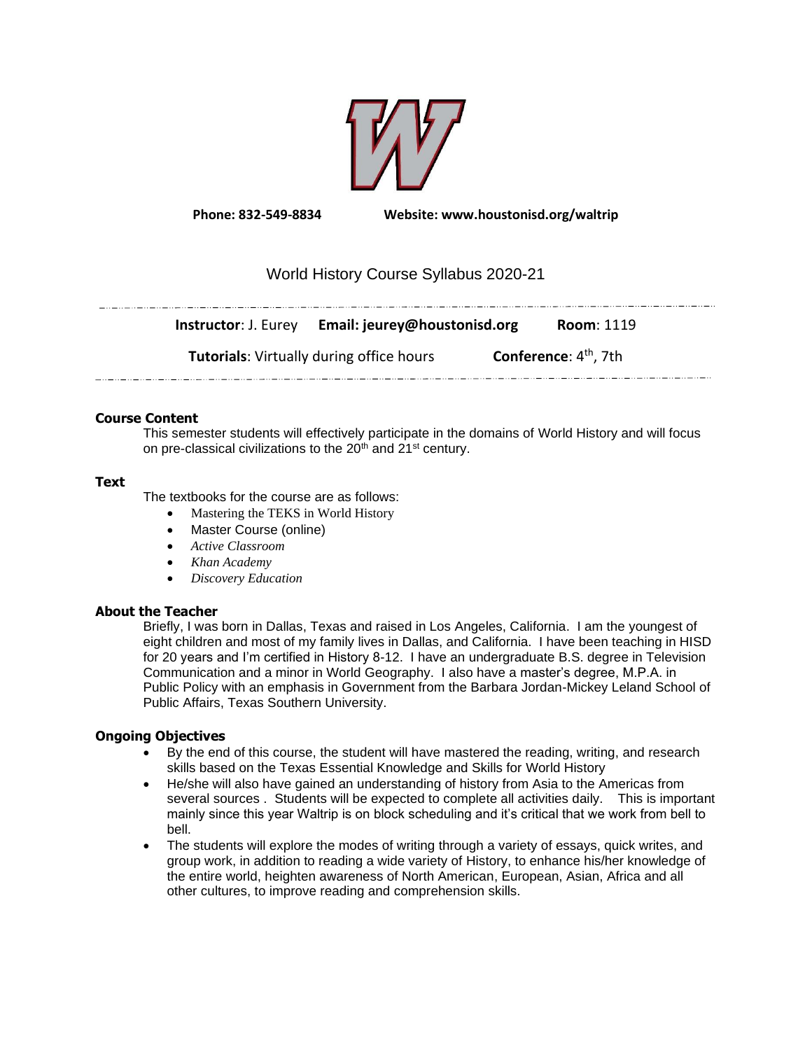**Phone: 832-549-8834** **Website: www.houstonisd.org/waltrip**

# World History Course Syllabus 2020-21

**Instructor**: J. Eurey **Email: jeurey@houstonisd.org** **Room**: 1119

**Tutorials**: Virtually during office hours **Conference**: 4th, 7th

## Course Content

This semester students will effectively participate in the domains of World History and will focus on pre-classical civilizations to the 20th and 21st century.

## Text

The textbooks for the course are as follows:

- Mastering the TEKS in World History
- Master Course (online)
- *Active Classroom*
- *Khan Academy*
- *Discovery Education*

## About the Teacher

Briefly, I was born in Dallas, Texas and raised in Los Angeles, California. I am the youngest of eight children and most of my family lives in Dallas, and California. I have been teaching in HISD for 20 years and I'm certified in History 8-12. I have an undergraduate B.S. degree in Television Communication and a minor in World Geography. I also have a master's degree, M.P.A. in Public Policy with an emphasis in Government from the Barbara Jordan-Mickey Leland School of Public Affairs, Texas Southern University.

## Ongoing Objectives

- By the end of this course, the student will have mastered the reading, writing, and research skills based on the Texas Essential Knowledge and Skills for World History
- He/she will also have gained an understanding of history from Asia to the Americas from several sources . Students will be expected to complete all activities daily. This is important mainly since this year Waltrip is on block scheduling and it's critical that we work from bell to bell.
- The students will explore the modes of writing through a variety of essays, quick writes, and group work, in addition to reading a wide variety of History, to enhance his/her knowledge of the entire world, heighten awareness of North American, European, Asian, Africa and all other cultures, to improve reading and comprehension skills.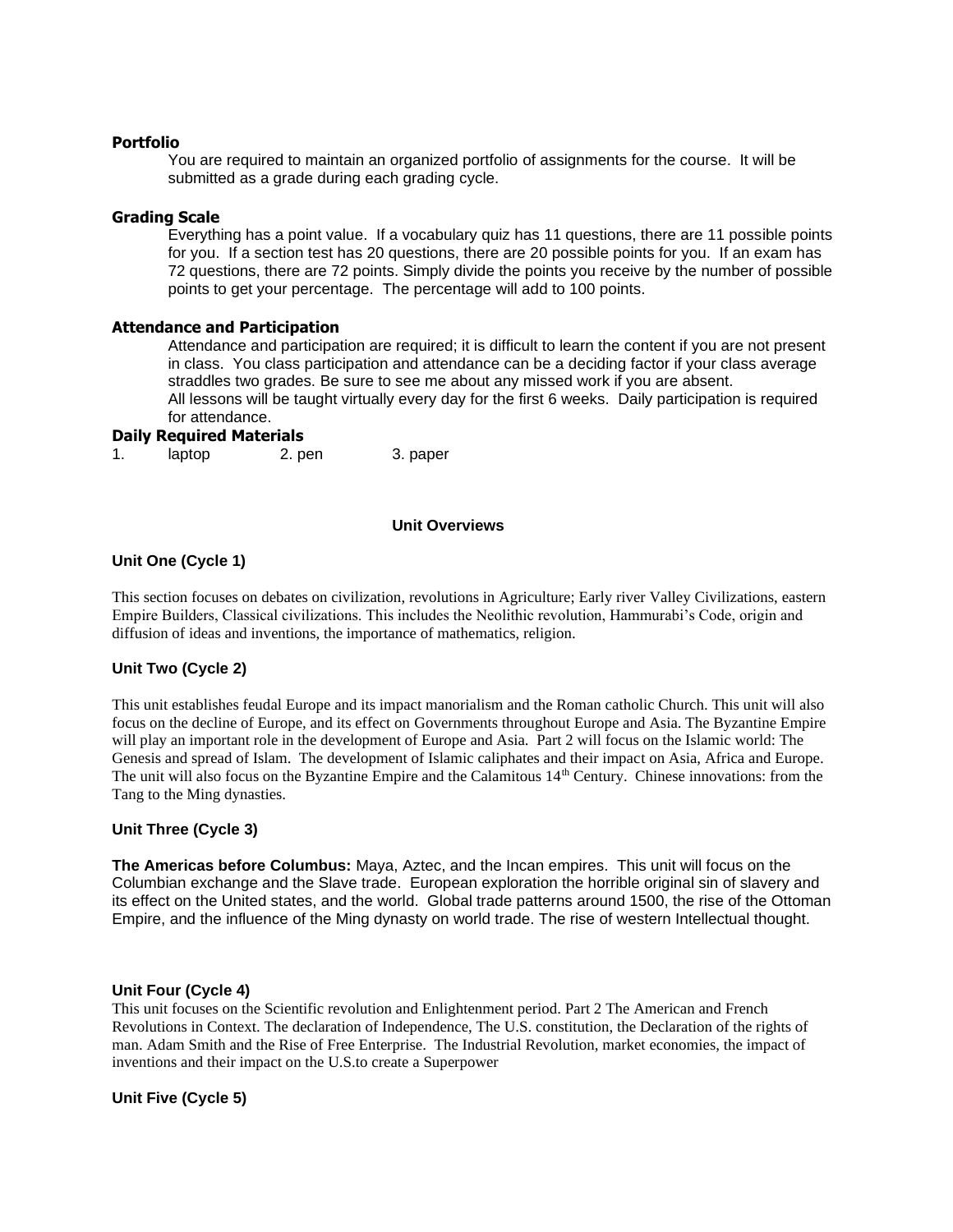**Portfolio**

You are required to maintain an organized portfolio of assignments for the course. It will be submitted as a grade during each grading cycle.

**Grading Scale**

Everything has a point value. If a vocabulary quiz has 11 questions, there are 11 possible points for you. If a section test has 20 questions, there are 20 possible points for you. If an exam has 72 questions, there are 72 points. Simply divide the points you receive by the number of possible points to get your percentage. The percentage will add to 100 points.

**Attendance and Participation**

Attendance and participation are required; it is difficult to learn the content if you are not present in class. You class participation and attendance can be a deciding factor if your class average straddles two grades. Be sure to see me about any missed work if you are absent.
All lessons will be taught virtually every day for the first 6 weeks. Daily participation is required for attendance.

**Daily Required Materials**

1. laptop 2. pen 3. paper

## Unit Overviews

### Unit One (Cycle 1)

This section focuses on debates on civilization, revolutions in Agriculture; Early river Valley Civilizations, eastern Empire Builders, Classical civilizations. This includes the Neolithic revolution, Hammurabi's Code, origin and diffusion of ideas and inventions, the importance of mathematics, religion.

### Unit Two (Cycle 2)

This unit establishes feudal Europe and its impact manorialism and the Roman catholic Church. This unit will also focus on the decline of Europe, and its effect on Governments throughout Europe and Asia. The Byzantine Empire will play an important role in the development of Europe and Asia. Part 2 will focus on the Islamic world: The Genesis and spread of Islam. The development of Islamic caliphates and their impact on Asia, Africa and Europe. The unit will also focus on the Byzantine Empire and the Calamitous 14th Century. Chinese innovations: from the Tang to the Ming dynasties.

### Unit Three (Cycle 3)

**The Americas before Columbus:** Maya, Aztec, and the Incan empires. This unit will focus on the Columbian exchange and the Slave trade. European exploration the horrible original sin of slavery and its effect on the United states, and the world. Global trade patterns around 1500, the rise of the Ottoman Empire, and the influence of the Ming dynasty on world trade. The rise of western Intellectual thought.

### Unit Four (Cycle 4)

This unit focuses on the Scientific revolution and Enlightenment period. Part 2 The American and French Revolutions in Context. The declaration of Independence, The U.S. constitution, the Declaration of the rights of man. Adam Smith and the Rise of Free Enterprise. The Industrial Revolution, market economies, the impact of inventions and their impact on the U.S.to create a Superpower

### Unit Five (Cycle 5)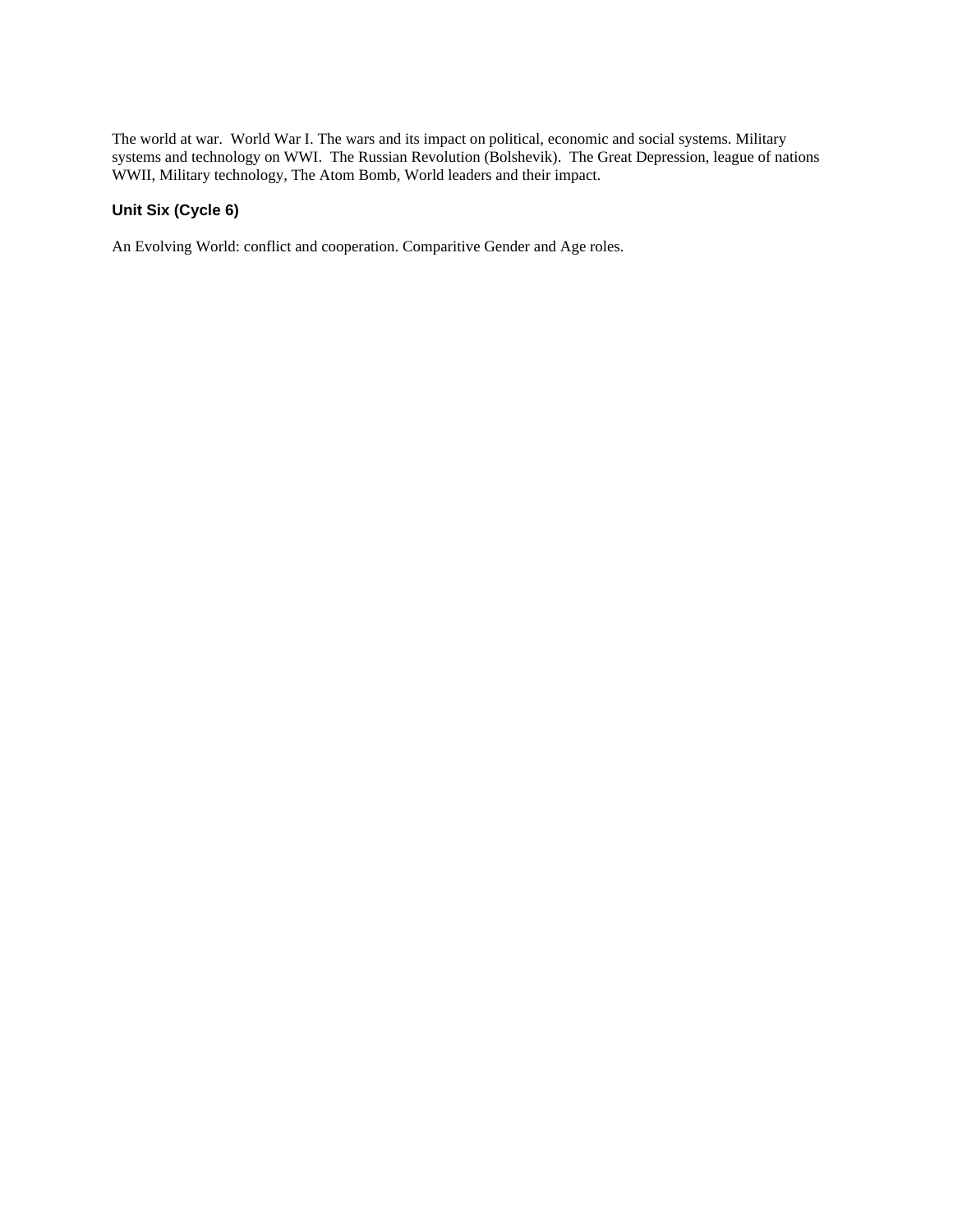The world at war. World War I. The wars and its impact on political, economic and social systems. Military systems and technology on WWI. The Russian Revolution (Bolshevik). The Great Depression, league of nations WWII, Military technology, The Atom Bomb, World leaders and their impact.

### Unit Six (Cycle 6)

An Evolving World: conflict and cooperation. Comparitive Gender and Age roles.